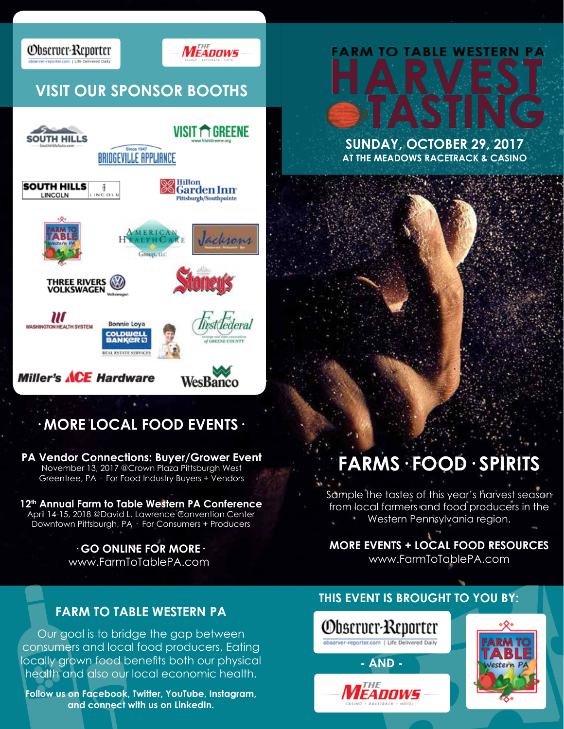# FARM TO TABLE WESTERN PA HARVEST TASTING

**SUNDAY, OCTOBER 29, 2017**
**AT THE MEADOWS RACETRACK & CASINO**

## VISIT OUR SPONSOR BOOTHS

Observer-Reporter · The Meadows · South Hills · Visit Greene · Bridgeville Appliance · South Hills Lincoln · Hilton Garden Inn Pittsburgh/Southpointe · Farm to Table Western PA · American HealthCare Group, LLC · Jacksons · Three Rivers Volkswagen · Stoney's · Washington Health System · Bonnie Loya Coldwell Banker Real Estate Services · First Federal of Greene County · Miller's ACE Hardware · WesBanco

## · MORE LOCAL FOOD EVENTS ·

**PA Vendor Connections: Buyer/Grower Event**
November 13, 2017 @Crown Plaza Pittsburgh West
Greentree, PA · For Food Industry Buyers + Vendors

**12th Annual Farm to Table Western PA Conference**
April 14-15, 2018 @David L. Lawrence Convention Center
Downtown Pittsburgh, PA · For Consumers + Producers

**· GO ONLINE FOR MORE ·**
www.FarmToTablePA.com

## FARMS · FOOD · SPIRITS

Sample the tastes of this year's harvest season from local farmers and food producers in the Western Pennsylvania region.

**MORE EVENTS + LOCAL FOOD RESOURCES**
www.FarmToTablePA.com

## FARM TO TABLE WESTERN PA

Our goal is to bridge the gap between consumers and local food producers. Eating locally grown food benefits both our physical health and also our local economic health.

**Follow us on Facebook, Twitter, YouTube, Instagram, and connect with us on LinkedIn.**

**THIS EVENT IS BROUGHT TO YOU BY:**

Observer-Reporter
**- AND -**
The Meadows

Farm to Table Western PA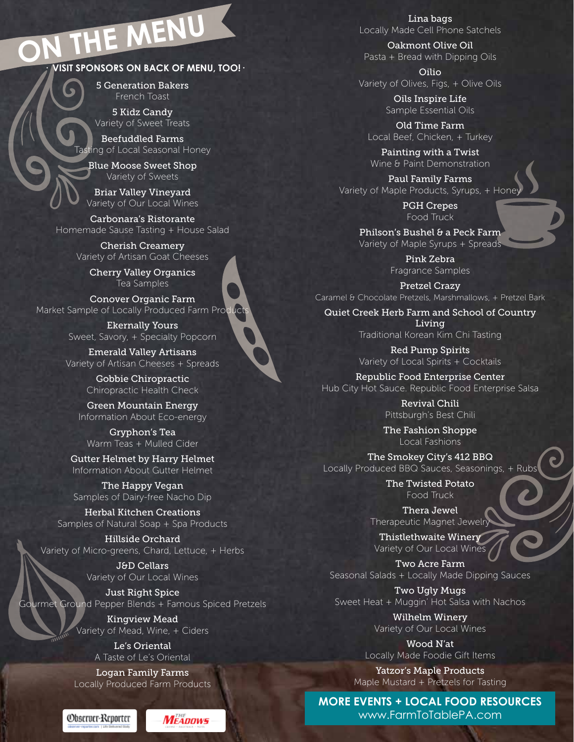# ON THE MENU

**· VISIT SPONSORS ON BACK OF MENU, TOO! ·**

**5 Generation Bakers**
French Toast

**5 Kidz Candy**
Variety of Sweet Treats

**Beefuddled Farms**
Tasting of Local Seasonal Honey

**Blue Moose Sweet Shop**
Variety of Sweets

**Briar Valley Vineyard**
Variety of Our Local Wines

**Carbonara's Ristorante**
Homemade Sause Tasting + House Salad

**Cherish Creamery**
Variety of Artisan Goat Cheeses

**Cherry Valley Organics**
Tea Samples

**Conover Organic Farm**
Market Sample of Locally Produced Farm Products

**Ekernally Yours**
Sweet, Savory, + Specialty Popcorn

**Emerald Valley Artisans**
Variety of Artisan Cheeses + Spreads

**Gobbie Chiropractic**
Chiropractic Health Check

**Green Mountain Energy**
Information About Eco-energy

**Gryphon's Tea**
Warm Teas + Mulled Cider

**Gutter Helmet by Harry Helmet**
Information About Gutter Helmet

**The Happy Vegan**
Samples of Dairy-free Nacho Dip

**Herbal Kitchen Creations**
Samples of Natural Soap + Spa Products

**Hillside Orchard**
Variety of Micro-greens, Chard, Lettuce, + Herbs

**J&D Cellars**
Variety of Our Local Wines

**Just Right Spice**
Gourmet Ground Pepper Blends + Famous Spiced Pretzels

**Kingview Mead**
Variety of Mead, Wine, + Ciders

**Le's Oriental**
A Taste of Le's Oriental

**Logan Family Farms**
Locally Produced Farm Products

**Lina bags**
Locally Made Cell Phone Satchels

**Oakmont Olive Oil**
Pasta + Bread with Dipping Oils

**Oilio**
Variety of Olives, Figs, + Olive Oils

**Oils Inspire Life**
Sample Essential Oils

**Old Time Farm**
Local Beef, Chicken, + Turkey

**Painting with a Twist**
Wine & Paint Demonstration

**Paul Family Farms**
Variety of Maple Products, Syrups, + Honey

**PGH Crepes**
Food Truck

**Philson's Bushel & a Peck Farm**
Variety of Maple Syrups + Spreads

**Pink Zebra**
Fragrance Samples

**Pretzel Crazy**
Caramel & Chocolate Pretzels, Marshmallows, + Pretzel Bark

**Quiet Creek Herb Farm and School of Country Living**
Traditional Korean Kim Chi Tasting

**Red Pump Spirits**
Variety of Local Spirits + Cocktails

**Republic Food Enterprise Center**
Hub City Hot Sauce. Republic Food Enterprise Salsa

**Revival Chili**
Pittsburgh's Best Chili

**The Fashion Shoppe**
Local Fashions

**The Smokey City's 412 BBQ**
Locally Produced BBQ Sauces, Seasonings, + Rubs

**The Twisted Potato**
Food Truck

**Thera Jewel**
Therapeutic Magnet Jewelry

**Thistlethwaite Winery**
Variety of Our Local Wines

**Two Acre Farm**
Seasonal Salads + Locally Made Dipping Sauces

**Two Ugly Mugs**
Sweet Heat + Muggin' Hot Salsa with Nachos

**Wilhelm Winery**
Variety of Our Local Wines

**Wood N'at**
Locally Made Foodie Gift Items

**Yatzor's Maple Products**
Maple Mustard + Pretzels for Tasting

**MORE EVENTS + LOCAL FOOD RESOURCES**
www.FarmToTablePA.com

Observer-Reporter

The Meadows